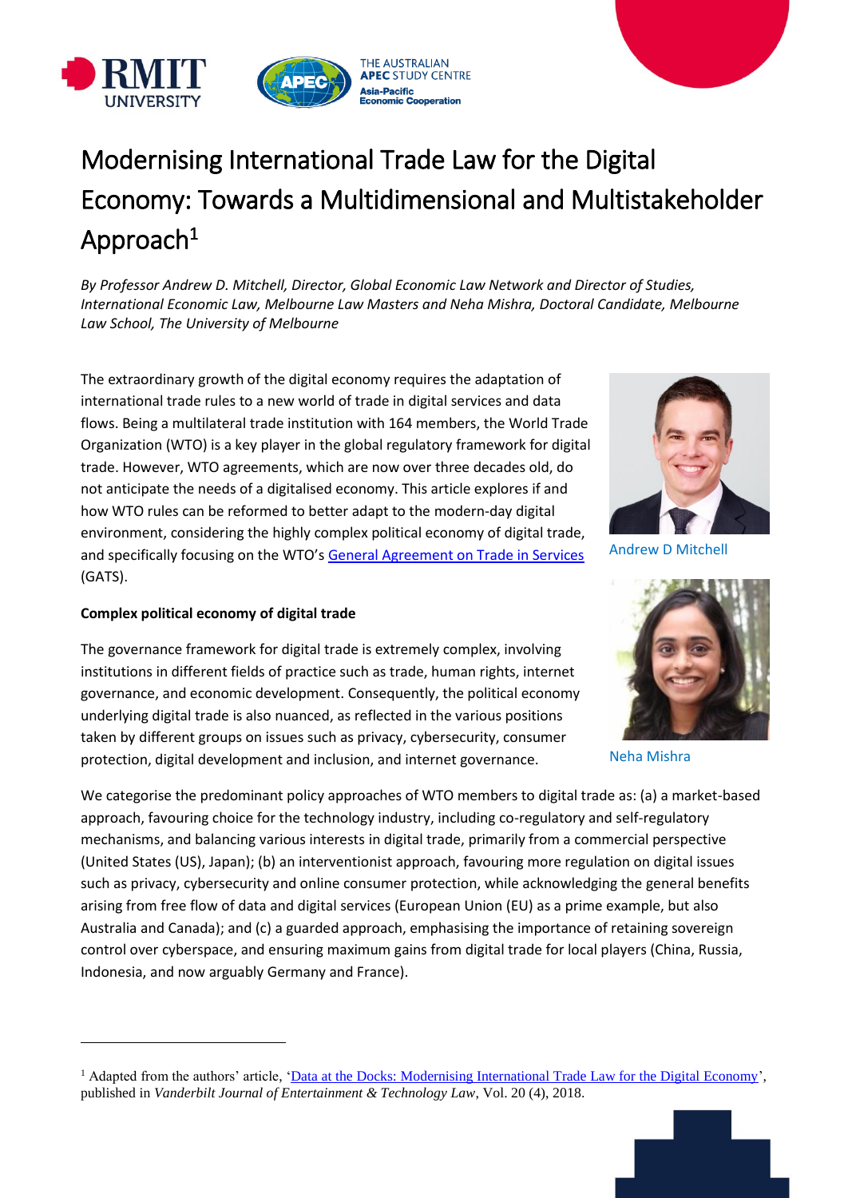# Modernising International Trade Law for the Digital Economy: Towards a Multidimensional and Multistakeholder Approach[1]

*By Professor Andrew D. Mitchell, Director, Global Economic Law Network and Director of Studies, International Economic Law, Melbourne Law Masters and Neha Mishra, Doctoral Candidate, Melbourne Law School, The University of Melbourne*

The extraordinary growth of the digital economy requires the adaptation of international trade rules to a new world of trade in digital services and data flows. Being a multilateral trade institution with 164 members, the World Trade Organization (WTO) is a key player in the global regulatory framework for digital trade. However, WTO agreements, which are now over three decades old, do not anticipate the needs of a digitalised economy. This article explores if and how WTO rules can be reformed to better adapt to the modern-day digital environment, considering the highly complex political economy of digital trade, and specifically focusing on the WTO's General Agreement on Trade in Services (GATS).

Andrew D Mitchell

Neha Mishra

**Complex political economy of digital trade**

The governance framework for digital trade is extremely complex, involving institutions in different fields of practice such as trade, human rights, internet governance, and economic development. Consequently, the political economy underlying digital trade is also nuanced, as reflected in the various positions taken by different groups on issues such as privacy, cybersecurity, consumer protection, digital development and inclusion, and internet governance.

We categorise the predominant policy approaches of WTO members to digital trade as: (a) a market-based approach, favouring choice for the technology industry, including co-regulatory and self-regulatory mechanisms, and balancing various interests in digital trade, primarily from a commercial perspective (United States (US), Japan); (b) an interventionist approach, favouring more regulation on digital issues such as privacy, cybersecurity and online consumer protection, while acknowledging the general benefits arising from free flow of data and digital services (European Union (EU) as a prime example, but also Australia and Canada); and (c) a guarded approach, emphasising the importance of retaining sovereign control over cyberspace, and ensuring maximum gains from digital trade for local players (China, Russia, Indonesia, and now arguably Germany and France).

---

[1] Adapted from the authors' article, 'Data at the Docks: Modernising International Trade Law for the Digital Economy', published in *Vanderbilt Journal of Entertainment & Technology Law*, Vol. 20 (4), 2018.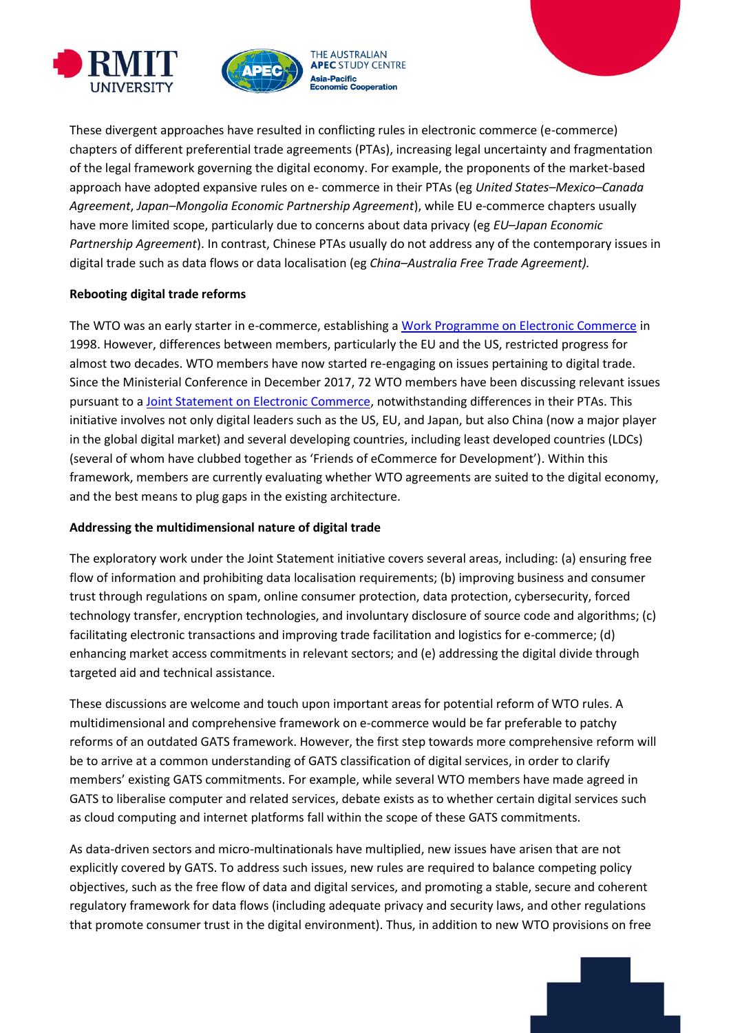These divergent approaches have resulted in conflicting rules in electronic commerce (e-commerce) chapters of different preferential trade agreements (PTAs), increasing legal uncertainty and fragmentation of the legal framework governing the digital economy. For example, the proponents of the market-based approach have adopted expansive rules on e- commerce in their PTAs (eg *United States–Mexico–Canada Agreement*, *Japan–Mongolia Economic Partnership Agreement*), while EU e-commerce chapters usually have more limited scope, particularly due to concerns about data privacy (eg *EU–Japan Economic Partnership Agreement*). In contrast, Chinese PTAs usually do not address any of the contemporary issues in digital trade such as data flows or data localisation (eg *China–Australia Free Trade Agreement).*

**Rebooting digital trade reforms**

The WTO was an early starter in e-commerce, establishing a Work Programme on Electronic Commerce in 1998. However, differences between members, particularly the EU and the US, restricted progress for almost two decades. WTO members have now started re-engaging on issues pertaining to digital trade. Since the Ministerial Conference in December 2017, 72 WTO members have been discussing relevant issues pursuant to a Joint Statement on Electronic Commerce, notwithstanding differences in their PTAs. This initiative involves not only digital leaders such as the US, EU, and Japan, but also China (now a major player in the global digital market) and several developing countries, including least developed countries (LDCs) (several of whom have clubbed together as 'Friends of eCommerce for Development'). Within this framework, members are currently evaluating whether WTO agreements are suited to the digital economy, and the best means to plug gaps in the existing architecture.

**Addressing the multidimensional nature of digital trade**

The exploratory work under the Joint Statement initiative covers several areas, including: (a) ensuring free flow of information and prohibiting data localisation requirements; (b) improving business and consumer trust through regulations on spam, online consumer protection, data protection, cybersecurity, forced technology transfer, encryption technologies, and involuntary disclosure of source code and algorithms; (c) facilitating electronic transactions and improving trade facilitation and logistics for e-commerce; (d) enhancing market access commitments in relevant sectors; and (e) addressing the digital divide through targeted aid and technical assistance.

These discussions are welcome and touch upon important areas for potential reform of WTO rules. A multidimensional and comprehensive framework on e-commerce would be far preferable to patchy reforms of an outdated GATS framework. However, the first step towards more comprehensive reform will be to arrive at a common understanding of GATS classification of digital services, in order to clarify members' existing GATS commitments. For example, while several WTO members have made agreed in GATS to liberalise computer and related services, debate exists as to whether certain digital services such as cloud computing and internet platforms fall within the scope of these GATS commitments.

As data-driven sectors and micro-multinationals have multiplied, new issues have arisen that are not explicitly covered by GATS. To address such issues, new rules are required to balance competing policy objectives, such as the free flow of data and digital services, and promoting a stable, secure and coherent regulatory framework for data flows (including adequate privacy and security laws, and other regulations that promote consumer trust in the digital environment). Thus, in addition to new WTO provisions on free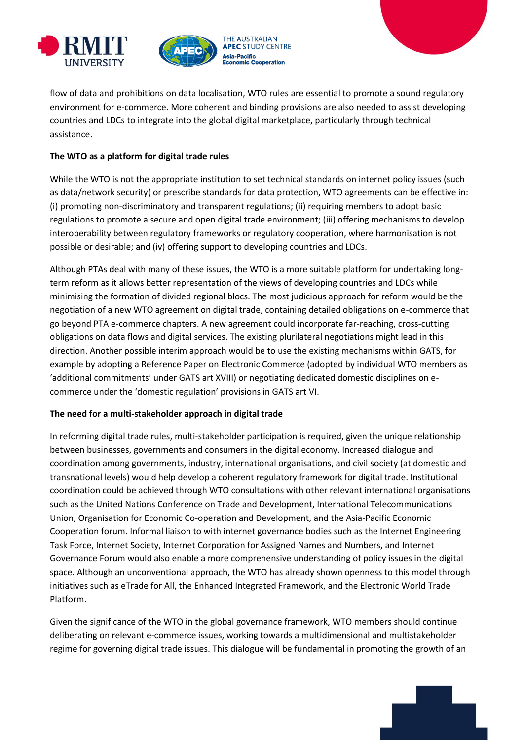flow of data and prohibitions on data localisation, WTO rules are essential to promote a sound regulatory environment for e-commerce. More coherent and binding provisions are also needed to assist developing countries and LDCs to integrate into the global digital marketplace, particularly through technical assistance.

**The WTO as a platform for digital trade rules**

While the WTO is not the appropriate institution to set technical standards on internet policy issues (such as data/network security) or prescribe standards for data protection, WTO agreements can be effective in: (i) promoting non-discriminatory and transparent regulations; (ii) requiring members to adopt basic regulations to promote a secure and open digital trade environment; (iii) offering mechanisms to develop interoperability between regulatory frameworks or regulatory cooperation, where harmonisation is not possible or desirable; and (iv) offering support to developing countries and LDCs.

Although PTAs deal with many of these issues, the WTO is a more suitable platform for undertaking long-term reform as it allows better representation of the views of developing countries and LDCs while minimising the formation of divided regional blocs. The most judicious approach for reform would be the negotiation of a new WTO agreement on digital trade, containing detailed obligations on e-commerce that go beyond PTA e-commerce chapters. A new agreement could incorporate far-reaching, cross-cutting obligations on data flows and digital services. The existing plurilateral negotiations might lead in this direction. Another possible interim approach would be to use the existing mechanisms within GATS, for example by adopting a Reference Paper on Electronic Commerce (adopted by individual WTO members as 'additional commitments' under GATS art XVIII) or negotiating dedicated domestic disciplines on e-commerce under the 'domestic regulation' provisions in GATS art VI.

**The need for a multi-stakeholder approach in digital trade**

In reforming digital trade rules, multi-stakeholder participation is required, given the unique relationship between businesses, governments and consumers in the digital economy. Increased dialogue and coordination among governments, industry, international organisations, and civil society (at domestic and transnational levels) would help develop a coherent regulatory framework for digital trade. Institutional coordination could be achieved through WTO consultations with other relevant international organisations such as the United Nations Conference on Trade and Development, International Telecommunications Union, Organisation for Economic Co-operation and Development, and the Asia-Pacific Economic Cooperation forum. Informal liaison to with internet governance bodies such as the Internet Engineering Task Force, Internet Society, Internet Corporation for Assigned Names and Numbers, and Internet Governance Forum would also enable a more comprehensive understanding of policy issues in the digital space. Although an unconventional approach, the WTO has already shown openness to this model through initiatives such as eTrade for All, the Enhanced Integrated Framework, and the Electronic World Trade Platform.

Given the significance of the WTO in the global governance framework, WTO members should continue deliberating on relevant e-commerce issues, working towards a multidimensional and multistakeholder regime for governing digital trade issues. This dialogue will be fundamental in promoting the growth of an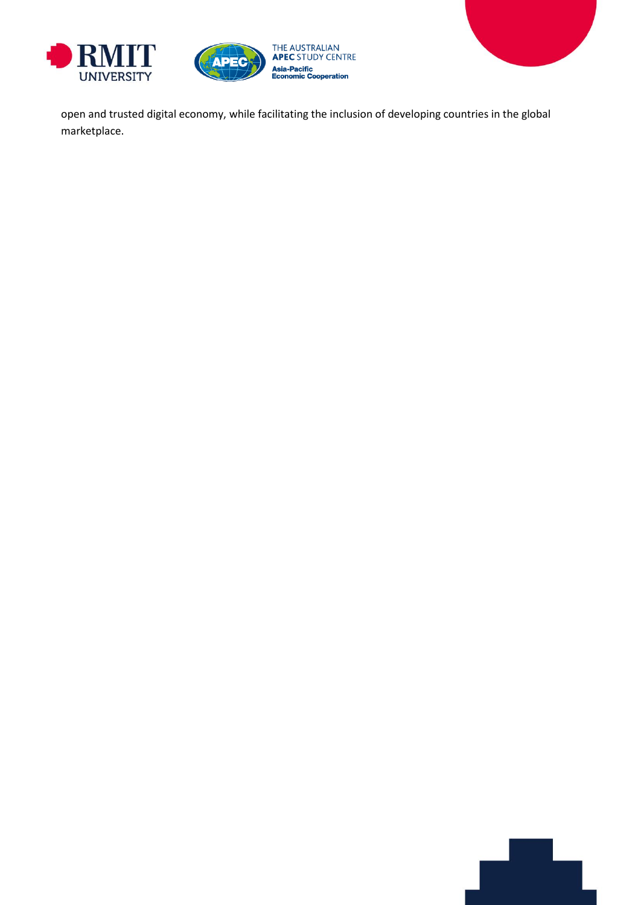open and trusted digital economy, while facilitating the inclusion of developing countries in the global marketplace.